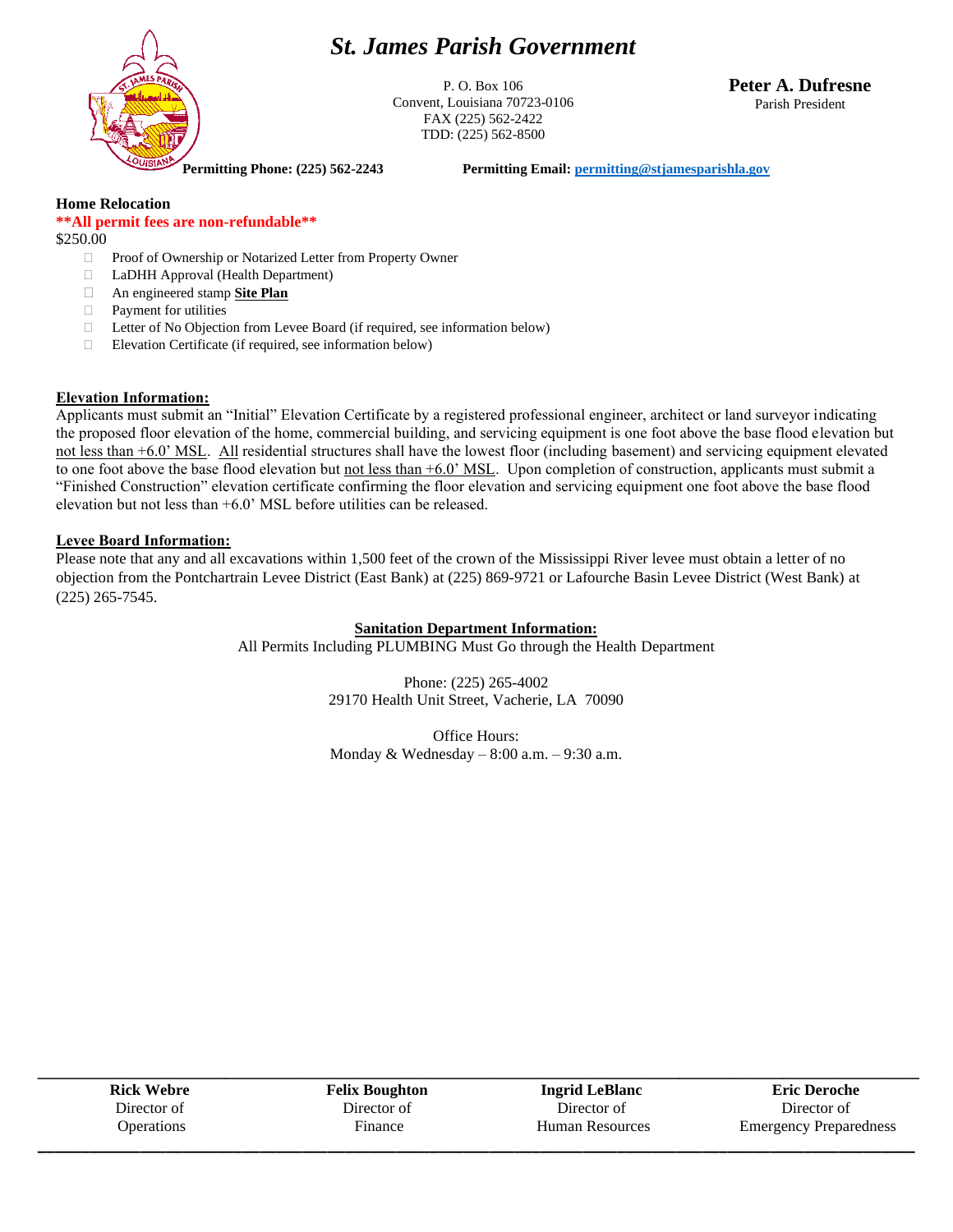# *St. James Parish Government*

P. O. Box 106
Convent, Louisiana 70723-0106
FAX (225) 562-2422
TDD: (225) 562-8500

**Peter A. Dufresne**
Parish President

**Permitting Phone: (225) 562-2243** **Permitting Email: permitting@stjamesparishla.gov**

**Home Relocation**

****All permit fees are non-refundable****

$250.00

- ☐ Proof of Ownership or Notarized Letter from Property Owner
- ☐ LaDHH Approval (Health Department)
- ☐ An engineered stamp **Site Plan**
- ☐ Payment for utilities
- ☐ Letter of No Objection from Levee Board (if required, see information below)
- ☐ Elevation Certificate (if required, see information below)

**Elevation Information:**

Applicants must submit an "Initial" Elevation Certificate by a registered professional engineer, architect or land surveyor indicating the proposed floor elevation of the home, commercial building, and servicing equipment is one foot above the base flood elevation but not less than +6.0' MSL. All residential structures shall have the lowest floor (including basement) and servicing equipment elevated to one foot above the base flood elevation but not less than +6.0' MSL. Upon completion of construction, applicants must submit a "Finished Construction" elevation certificate confirming the floor elevation and servicing equipment one foot above the base flood elevation but not less than +6.0' MSL before utilities can be released.

**Levee Board Information:**

Please note that any and all excavations within 1,500 feet of the crown of the Mississippi River levee must obtain a letter of no objection from the Pontchartrain Levee District (East Bank) at (225) 869-9721 or Lafourche Basin Levee District (West Bank) at (225) 265-7545.

**Sanitation Department Information:**

All Permits Including PLUMBING Must Go through the Health Department

Phone: (225) 265-4002
29170 Health Unit Street, Vacherie, LA 70090

Office Hours:
Monday & Wednesday – 8:00 a.m. – 9:30 a.m.

| **Rick Webre** | **Felix Boughton** | **Ingrid LeBlanc** | **Eric Deroche** |
|---|---|---|---|
| Director of Operations | Director of Finance | Director of Human Resources | Director of Emergency Preparedness |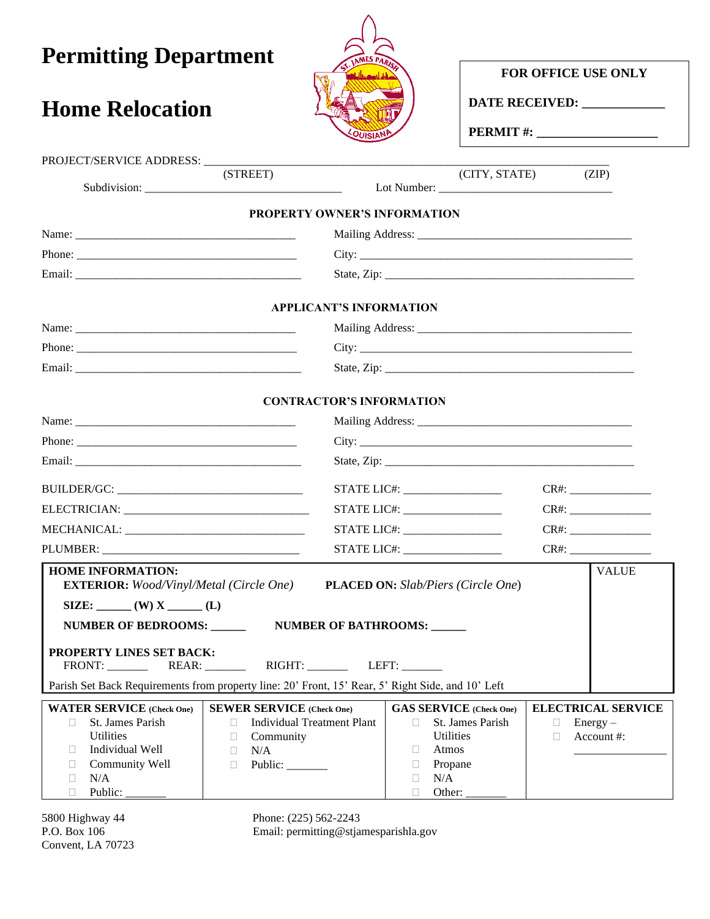# Permitting Department

# Home Relocation

| FOR OFFICE USE ONLY |
|---|
| DATE RECEIVED: ____________ |
| PERMIT #: __________________ |

PROJECT/SERVICE ADDRESS: ____________________________________________________________

(STREET) (CITY, STATE) (ZIP)

Subdivision: _______________________________ Lot Number: ___________________________

**PROPERTY OWNER'S INFORMATION**

Name: ____________________________________ Mailing Address: ___________________________________

Phone: ____________________________________ City: ______________________________________________

Email: _____________________________________ State, Zip: ________________________________________

**APPLICANT'S INFORMATION**

Name: ____________________________________ Mailing Address: ___________________________________

Phone: ____________________________________ City: ______________________________________________

Email: _____________________________________ State, Zip: ________________________________________

**CONTRACTOR'S INFORMATION**

Name: ____________________________________ Mailing Address: ___________________________________

Phone: ____________________________________ City: ______________________________________________

Email: _____________________________________ State, Zip: ________________________________________

BUILDER/GC: ______________________________ STATE LIC#: ________________ CR#: ______________

ELECTRICIAN: ______________________________ STATE LIC#: ________________ CR#: ______________

MECHANICAL: ______________________________ STATE LIC#: ________________ CR#: ______________

PLUMBER: _________________________________ STATE LIC#: ________________ CR#: ______________

| HOME INFORMATION: | VALUE |
|---|---|
| **EXTERIOR:** *Wood/Vinyl/Metal (Circle One)* **PLACED ON:** *Slab/Piers (Circle One)* | |
| **SIZE: ______ (W) X ______ (L)** | |
| **NUMBER OF BEDROOMS: ______** **NUMBER OF BATHROOMS: ______** | |
| **PROPERTY LINES SET BACK:** FRONT: _______ REAR: _______ RIGHT: _______ LEFT: _______ | |
| Parish Set Back Requirements from property line: 20' Front, 15' Rear, 5' Right Side, and 10' Left | |

| WATER SERVICE (Check One) | SEWER SERVICE (Check One) | GAS SERVICE (Check One) | ELECTRICAL SERVICE |
|---|---|---|---|
| ☐ St. James Parish Utilities | ☐ Individual Treatment Plant | ☐ St. James Parish Utilities | ☐ Energy – |
| ☐ Individual Well | ☐ Community | ☐ Atmos | ☐ Account #: _______________ |
| ☐ Community Well | ☐ N/A | ☐ Propane | |
| ☐ N/A | ☐ Public: _______ | ☐ N/A | |
| ☐ Public: _______ | | ☐ Other: _______ | |

5800 Highway 44
P.O. Box 106
Convent, LA 70723

Phone: (225) 562-2243
Email: permitting@stjamesparishla.gov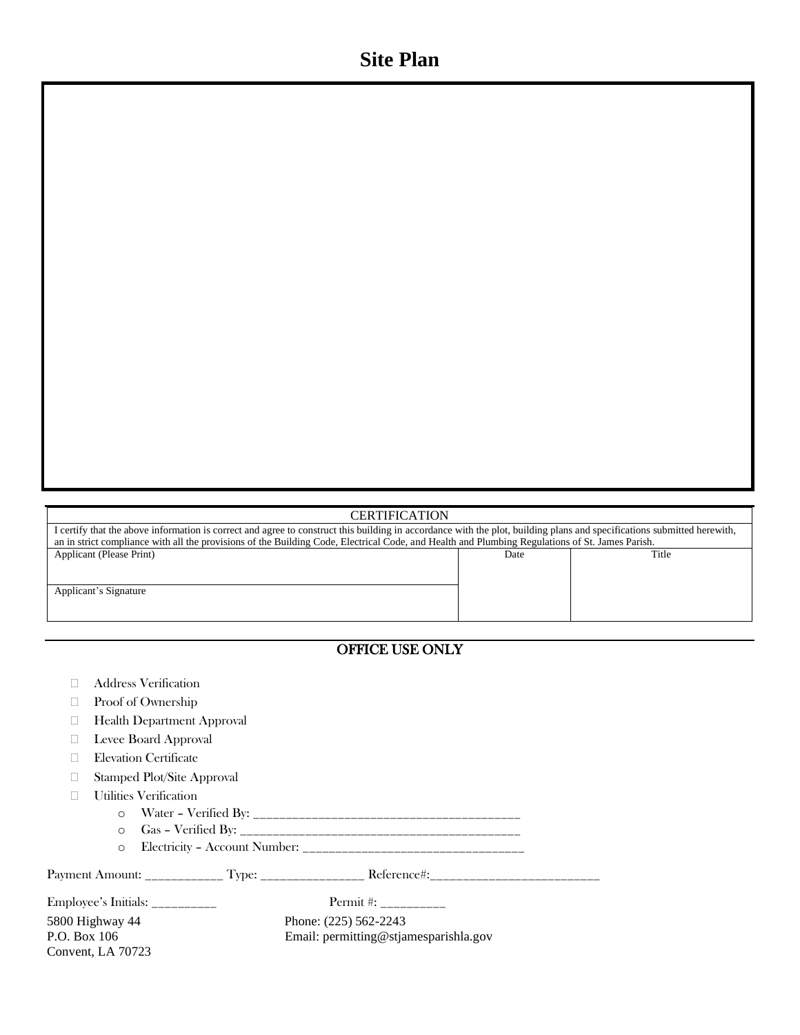# Site Plan

| CERTIFICATION | | |
|---|---|---|
| I certify that the above information is correct and agree to construct this building in accordance with the plot, building plans and specifications submitted herewith, an in strict compliance with all the provisions of the Building Code, Electrical Code, and Health and Plumbing Regulations of St. James Parish. | | |
| Applicant (Please Print) | Date | Title |
| Applicant's Signature | | |

## OFFICE USE ONLY

- ☐ Address Verification
- ☐ Proof of Ownership
- ☐ Health Department Approval
- ☐ Levee Board Approval
- ☐ Elevation Certificate
- ☐ Stamped Plot/Site Approval
- ☐ Utilities Verification
  - Water – Verified By: ___________________________________________
  - Gas – Verified By: _____________________________________________
  - Electricity – Account Number: ___________________________________

Payment Amount: ____________ Type: ________________ Reference#:__________________________

Employee's Initials: __________ Permit #: __________

5800 Highway 44
P.O. Box 106
Convent, LA 70723

Phone: (225) 562-2243
Email: permitting@stjamesparishla.gov